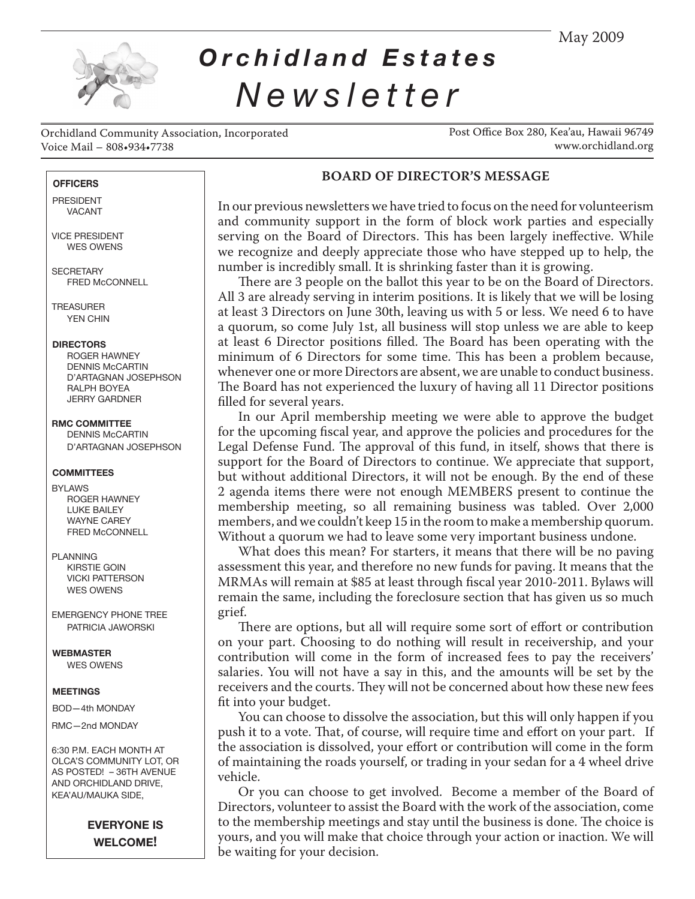May 2009

# Orchidland Estates Newsletter

Orchidland Community Association, Incorporated
Voice Mail – 808•934•7738

Post Office Box 280, Kea'au, Hawaii 96749
www.orchidland.org

**OFFICERS**

PRESIDENT
VACANT

VICE PRESIDENT
WES OWENS

SECRETARY
FRED McCONNELL

TREASURER
YEN CHIN

**DIRECTORS**
ROGER HAWNEY
DENNIS McCARTIN
D'ARTAGNAN JOSEPHSON
RALPH BOYEA
JERRY GARDNER

**RMC COMMITTEE**
DENNIS McCARTIN
D'ARTAGNAN JOSEPHSON

**COMMITTEES**

BYLAWS
ROGER HAWNEY
LUKE BAILEY
WAYNE CAREY
FRED McCONNELL

PLANNING
KIRSTIE GOIN
VICKI PATTERSON
WES OWENS

EMERGENCY PHONE TREE
PATRICIA JAWORSKI

**WEBMASTER**
WES OWENS

**MEETINGS**

BOD—4th MONDAY

RMC—2nd MONDAY

6:30 P.M. EACH MONTH AT OLCA'S COMMUNITY LOT, OR AS POSTED! – 36TH AVENUE AND ORCHIDLAND DRIVE, KEA'AU/MAUKA SIDE,

**EVERYONE IS WELCOME!**

## BOARD OF DIRECTOR'S MESSAGE

In our previous newsletters we have tried to focus on the need for volunteerism and community support in the form of block work parties and especially serving on the Board of Directors. This has been largely ineffective. While we recognize and deeply appreciate those who have stepped up to help, the number is incredibly small. It is shrinking faster than it is growing.

There are 3 people on the ballot this year to be on the Board of Directors. All 3 are already serving in interim positions. It is likely that we will be losing at least 3 Directors on June 30th, leaving us with 5 or less. We need 6 to have a quorum, so come July 1st, all business will stop unless we are able to keep at least 6 Director positions filled. The Board has been operating with the minimum of 6 Directors for some time. This has been a problem because, whenever one or more Directors are absent, we are unable to conduct business. The Board has not experienced the luxury of having all 11 Director positions filled for several years.

In our April membership meeting we were able to approve the budget for the upcoming fiscal year, and approve the policies and procedures for the Legal Defense Fund. The approval of this fund, in itself, shows that there is support for the Board of Directors to continue. We appreciate that support, but without additional Directors, it will not be enough. By the end of these 2 agenda items there were not enough MEMBERS present to continue the membership meeting, so all remaining business was tabled. Over 2,000 members, and we couldn't keep 15 in the room to make a membership quorum. Without a quorum we had to leave some very important business undone.

What does this mean? For starters, it means that there will be no paving assessment this year, and therefore no new funds for paving. It means that the MRMAs will remain at $85 at least through fiscal year 2010-2011. Bylaws will remain the same, including the foreclosure section that has given us so much grief.

There are options, but all will require some sort of effort or contribution on your part. Choosing to do nothing will result in receivership, and your contribution will come in the form of increased fees to pay the receivers' salaries. You will not have a say in this, and the amounts will be set by the receivers and the courts. They will not be concerned about how these new fees fit into your budget.

You can choose to dissolve the association, but this will only happen if you push it to a vote. That, of course, will require time and effort on your part. If the association is dissolved, your effort or contribution will come in the form of maintaining the roads yourself, or trading in your sedan for a 4 wheel drive vehicle.

Or you can choose to get involved. Become a member of the Board of Directors, volunteer to assist the Board with the work of the association, come to the membership meetings and stay until the business is done. The choice is yours, and you will make that choice through your action or inaction. We will be waiting for your decision.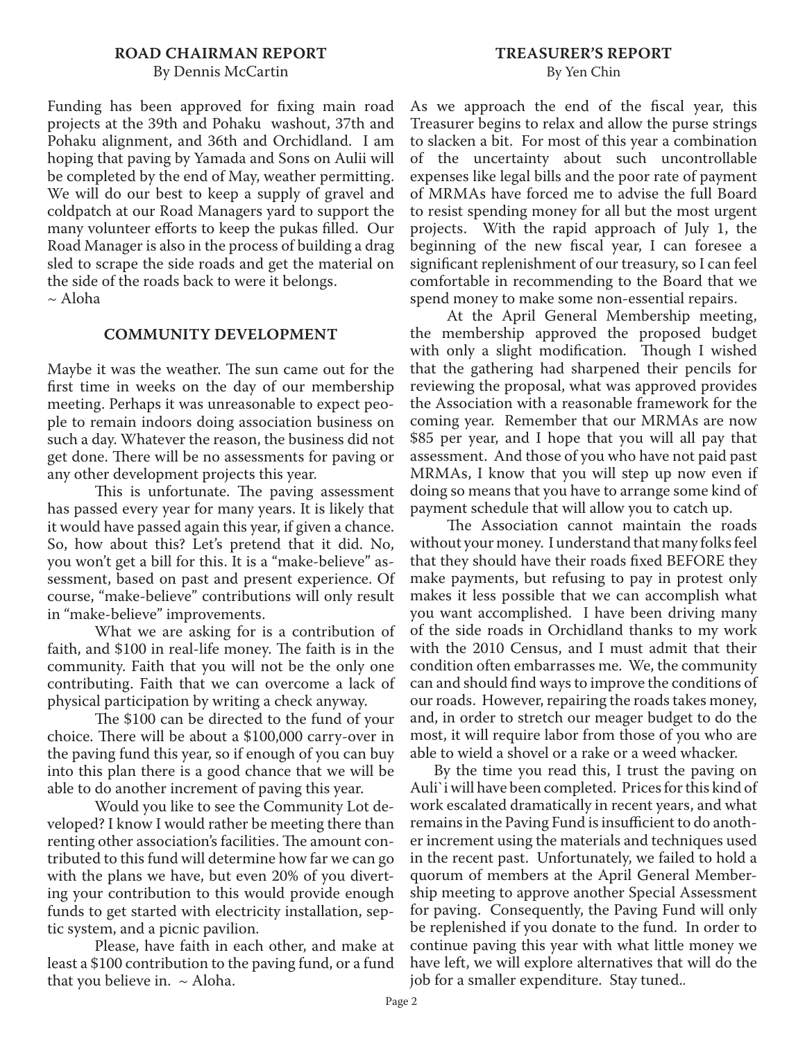## ROAD CHAIRMAN REPORT

By Dennis McCartin

Funding has been approved for fixing main road projects at the 39th and Pohaku washout, 37th and Pohaku alignment, and 36th and Orchidland. I am hoping that paving by Yamada and Sons on Aulii will be completed by the end of May, weather permitting. We will do our best to keep a supply of gravel and coldpatch at our Road Managers yard to support the many volunteer efforts to keep the pukas filled. Our Road Manager is also in the process of building a drag sled to scrape the side roads and get the material on the side of the roads back to were it belongs.

~ Aloha

## COMMUNITY DEVELOPMENT

Maybe it was the weather. The sun came out for the first time in weeks on the day of our membership meeting. Perhaps it was unreasonable to expect people to remain indoors doing association business on such a day. Whatever the reason, the business did not get done. There will be no assessments for paving or any other development projects this year.

This is unfortunate. The paving assessment has passed every year for many years. It is likely that it would have passed again this year, if given a chance. So, how about this? Let's pretend that it did. No, you won't get a bill for this. It is a "make-believe" assessment, based on past and present experience. Of course, "make-believe" contributions will only result in "make-believe" improvements.

What we are asking for is a contribution of faith, and $100 in real-life money. The faith is in the community. Faith that you will not be the only one contributing. Faith that we can overcome a lack of physical participation by writing a check anyway.

The $100 can be directed to the fund of your choice. There will be about a $100,000 carry-over in the paving fund this year, so if enough of you can buy into this plan there is a good chance that we will be able to do another increment of paving this year.

Would you like to see the Community Lot developed? I know I would rather be meeting there than renting other association's facilities. The amount contributed to this fund will determine how far we can go with the plans we have, but even 20% of you diverting your contribution to this would provide enough funds to get started with electricity installation, septic system, and a picnic pavilion.

Please, have faith in each other, and make at least a $100 contribution to the paving fund, or a fund that you believe in. ~ Aloha.

## TREASURER'S REPORT

By Yen Chin

As we approach the end of the fiscal year, this Treasurer begins to relax and allow the purse strings to slacken a bit. For most of this year a combination of the uncertainty about such uncontrollable expenses like legal bills and the poor rate of payment of MRMAs have forced me to advise the full Board to resist spending money for all but the most urgent projects. With the rapid approach of July 1, the beginning of the new fiscal year, I can foresee a significant replenishment of our treasury, so I can feel comfortable in recommending to the Board that we spend money to make some non-essential repairs.

At the April General Membership meeting, the membership approved the proposed budget with only a slight modification. Though I wished that the gathering had sharpened their pencils for reviewing the proposal, what was approved provides the Association with a reasonable framework for the coming year. Remember that our MRMAs are now $85 per year, and I hope that you will all pay that assessment. And those of you who have not paid past MRMAs, I know that you will step up now even if doing so means that you have to arrange some kind of payment schedule that will allow you to catch up.

The Association cannot maintain the roads without your money. I understand that many folks feel that they should have their roads fixed BEFORE they make payments, but refusing to pay in protest only makes it less possible that we can accomplish what you want accomplished. I have been driving many of the side roads in Orchidland thanks to my work with the 2010 Census, and I must admit that their condition often embarrasses me. We, the community can and should find ways to improve the conditions of our roads. However, repairing the roads takes money, and, in order to stretch our meager budget to do the most, it will require labor from those of you who are able to wield a shovel or a rake or a weed whacker.

By the time you read this, I trust the paving on Auli`i will have been completed. Prices for this kind of work escalated dramatically in recent years, and what remains in the Paving Fund is insufficient to do another increment using the materials and techniques used in the recent past. Unfortunately, we failed to hold a quorum of members at the April General Membership meeting to approve another Special Assessment for paving. Consequently, the Paving Fund will only be replenished if you donate to the fund. In order to continue paving this year with what little money we have left, we will explore alternatives that will do the job for a smaller expenditure. Stay tuned..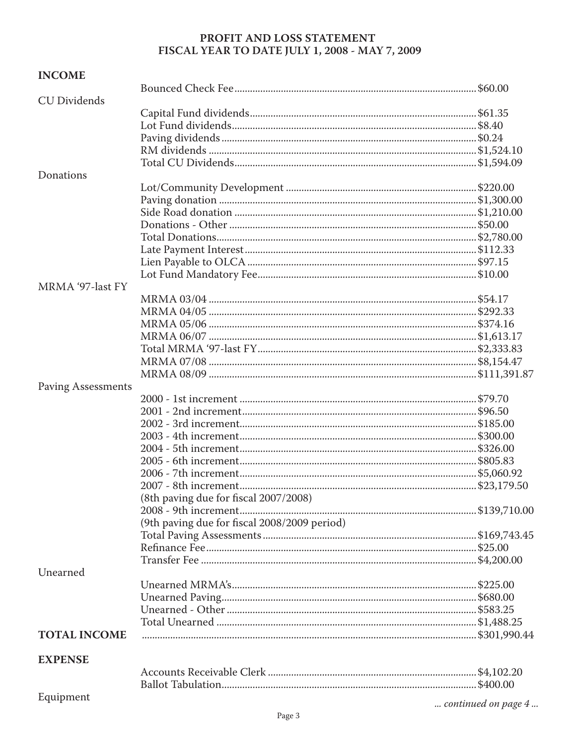# PROFIT AND LOSS STATEMENT
## FISCAL YEAR TO DATE JULY 1, 2008 - MAY 7, 2009

| | | |
|---|---|---|
| **INCOME** | | |
| | Bounced Check Fee | $60.00 |
| CU Dividends | | |
| | Capital Fund dividends | $61.35 |
| | Lot Fund dividends | $8.40 |
| | Paving dividends | $0.24 |
| | RM dividends | $1,524.10 |
| | Total CU Dividends | $1,594.09 |
| Donations | | |
| | Lot/Community Development | $220.00 |
| | Paving donation | $1,300.00 |
| | Side Road donation | $1,210.00 |
| | Donations - Other | $50.00 |
| | Total Donations | $2,780.00 |
| | Late Payment Interest | $112.33 |
| | Lien Payable to OLCA | $97.15 |
| | Lot Fund Mandatory Fee | $10.00 |
| MRMA '97-last FY | | |
| | MRMA 03/04 | $54.17 |
| | MRMA 04/05 | $292.33 |
| | MRMA 05/06 | $374.16 |
| | MRMA 06/07 | $1,613.17 |
| | Total MRMA '97-last FY | $2,333.83 |
| | MRMA 07/08 | $8,154.47 |
| | MRMA 08/09 | $111,391.87 |
| Paving Assessments | | |
| | 2000 - 1st increment | $79.70 |
| | 2001 - 2nd increment | $96.50 |
| | 2002 - 3rd increment | $185.00 |
| | 2003 - 4th increment | $300.00 |
| | 2004 - 5th increment | $326.00 |
| | 2005 - 6th increment | $805.83 |
| | 2006 - 7th increment | $5,060.92 |
| | 2007 - 8th increment | $23,179.50 |
| | (8th paving due for fiscal 2007/2008) | |
| | 2008 - 9th increment | $139,710.00 |
| | (9th paving due for fiscal 2008/2009 period) | |
| | Total Paving Assessments | $169,743.45 |
| | Refinance Fee | $25.00 |
| | Transfer Fee | $4,200.00 |
| Unearned | | |
| | Unearned MRMA's | $225.00 |
| | Unearned Paving | $680.00 |
| | Unearned - Other | $583.25 |
| | Total Unearned | $1,488.25 |
| **TOTAL INCOME** | | $301,990.44 |
| **EXPENSE** | | |
| | Accounts Receivable Clerk | $4,102.20 |
| | Ballot Tabulation | $400.00 |
| Equipment | | |

*... continued on page 4 ...*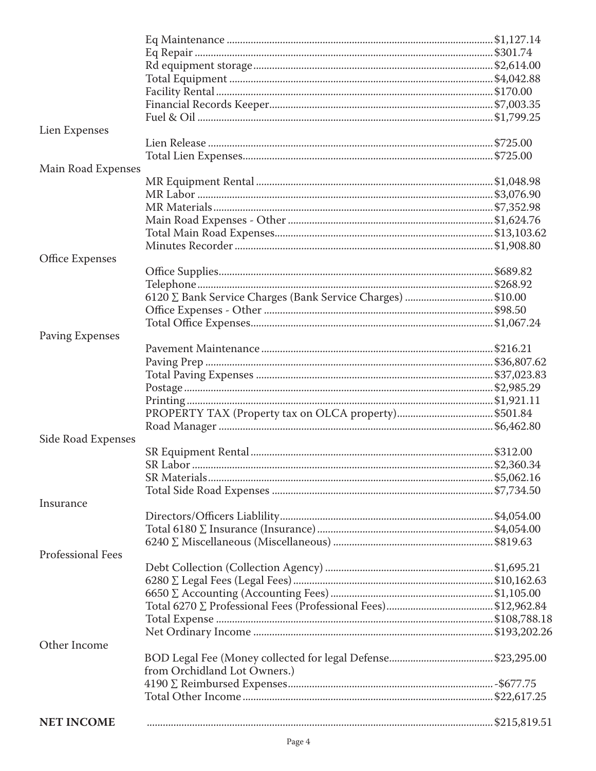| | | |
|---|---|---|
| | Eq Maintenance | $1,127.14 |
| | Eq Repair | $301.74 |
| | Rd equipment storage | $2,614.00 |
| | Total Equipment | $4,042.88 |
| | Facility Rental | $170.00 |
| | Financial Records Keeper | $7,003.35 |
| | Fuel & Oil | $1,799.25 |
| Lien Expenses | | |
| | Lien Release | $725.00 |
| | Total Lien Expenses | $725.00 |
| Main Road Expenses | | |
| | MR Equipment Rental | $1,048.98 |
| | MR Labor | $3,076.90 |
| | MR Materials | $7,352.98 |
| | Main Road Expenses - Other | $1,624.76 |
| | Total Main Road Expenses | $13,103.62 |
| | Minutes Recorder | $1,908.80 |
| Office Expenses | | |
| | Office Supplies | $689.82 |
| | Telephone | $268.92 |
| | 6120 ∑ Bank Service Charges (Bank Service Charges) | $10.00 |
| | Office Expenses - Other | $98.50 |
| | Total Office Expenses | $1,067.24 |
| Paving Expenses | | |
| | Pavement Maintenance | $216.21 |
| | Paving Prep | $36,807.62 |
| | Total Paving Expenses | $37,023.83 |
| | Postage | $2,985.29 |
| | Printing | $1,921.11 |
| | PROPERTY TAX (Property tax on OLCA property) | $501.84 |
| | Road Manager | $6,462.80 |
| Side Road Expenses | | |
| | SR Equipment Rental | $312.00 |
| | SR Labor | $2,360.34 |
| | SR Materials | $5,062.16 |
| | Total Side Road Expenses | $7,734.50 |
| Insurance | | |
| | Directors/Officers Liablility | $4,054.00 |
| | Total 6180 ∑ Insurance (Insurance) | $4,054.00 |
| | 6240 ∑ Miscellaneous (Miscellaneous) | $819.63 |
| Professional Fees | | |
| | Debt Collection (Collection Agency) | $1,695.21 |
| | 6280 ∑ Legal Fees (Legal Fees) | $10,162.63 |
| | 6650 ∑ Accounting (Accounting Fees) | $1,105.00 |
| | Total 6270 ∑ Professional Fees (Professional Fees) | $12,962.84 |
| | Total Expense | $108,788.18 |
| | Net Ordinary Income | $193,202.26 |
| Other Income | | |
| | BOD Legal Fee (Money collected for legal Defense from Orchidland Lot Owners.) | $23,295.00 |
| | 4190 ∑ Reimbursed Expenses | -$677.75 |
| | Total Other Income | $22,617.25 |
| **NET INCOME** | | $215,819.51 |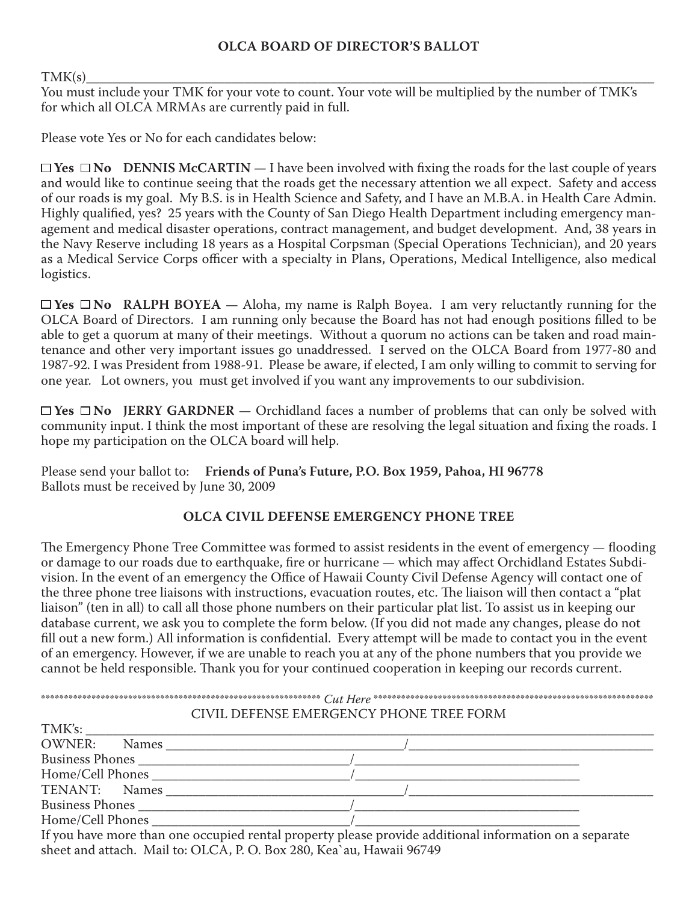### OLCA BOARD OF DIRECTOR'S BALLOT

TMK(s)\_\_\_\_\_\_\_\_\_\_\_\_\_\_\_\_\_\_\_\_\_\_\_\_\_\_\_\_\_\_\_\_\_\_\_\_\_\_\_\_\_\_\_\_\_\_\_\_\_\_\_\_\_\_\_\_\_\_\_\_\_\_\_\_\_\_\_\_\_\_\_\_\_\_\_\_

You must include your TMK for your vote to count. Your vote will be multiplied by the number of TMK's for which all OLCA MRMAs are currently paid in full.

Please vote Yes or No for each candidates below:

☐ **Yes** ☐ **No** **DENNIS McCARTIN** — I have been involved with fixing the roads for the last couple of years and would like to continue seeing that the roads get the necessary attention we all expect. Safety and access of our roads is my goal. My B.S. is in Health Science and Safety, and I have an M.B.A. in Health Care Admin. Highly qualified, yes? 25 years with the County of San Diego Health Department including emergency management and medical disaster operations, contract management, and budget development. And, 38 years in the Navy Reserve including 18 years as a Hospital Corpsman (Special Operations Technician), and 20 years as a Medical Service Corps officer with a specialty in Plans, Operations, Medical Intelligence, also medical logistics.

☐ **Yes** ☐ **No** **RALPH BOYEA** — Aloha, my name is Ralph Boyea. I am very reluctantly running for the OLCA Board of Directors. I am running only because the Board has not had enough positions filled to be able to get a quorum at many of their meetings. Without a quorum no actions can be taken and road maintenance and other very important issues go unaddressed. I served on the OLCA Board from 1977-80 and 1987-92. I was President from 1988-91. Please be aware, if elected, I am only willing to commit to serving for one year. Lot owners, you must get involved if you want any improvements to our subdivision.

☐ **Yes** ☐ **No** **JERRY GARDNER** — Orchidland faces a number of problems that can only be solved with community input. I think the most important of these are resolving the legal situation and fixing the roads. I hope my participation on the OLCA board will help.

Please send your ballot to: **Friends of Puna's Future, P.O. Box 1959, Pahoa, HI 96778**
Ballots must be received by June 30, 2009

### OLCA CIVIL DEFENSE EMERGENCY PHONE TREE

The Emergency Phone Tree Committee was formed to assist residents in the event of emergency — flooding or damage to our roads due to earthquake, fire or hurricane — which may affect Orchidland Estates Subdivision. In the event of an emergency the Office of Hawaii County Civil Defense Agency will contact one of the three phone tree liaisons with instructions, evacuation routes, etc. The liaison will then contact a "plat liaison" (ten in all) to call all those phone numbers on their particular plat list. To assist us in keeping our database current, we ask you to complete the form below. (If you did not made any changes, please do not fill out a new form.) All information is confidential. Every attempt will be made to contact you in the event of an emergency. However, if we are unable to reach you at any of the phone numbers that you provide we cannot be held responsible. Thank you for your continued cooperation in keeping our records current.

\*\*\*\*\*\*\*\*\*\*\*\*\*\*\*\*\*\*\*\*\*\*\*\*\*\*\*\*\*\*\*\*\*\*\*\*\*\*\*\*\*\*\*\*\*\*\*\*\*\*\*\*\*\*\*\*\*\*\*\*\*\* *Cut Here* \*\*\*\*\*\*\*\*\*\*\*\*\*\*\*\*\*\*\*\*\*\*\*\*\*\*\*\*\*\*\*\*\*\*\*\*\*\*\*\*\*\*\*\*\*\*\*\*\*\*\*\*\*\*\*\*\*\*\*\*\*\*

CIVIL DEFENSE EMERGENCY PHONE TREE FORM

TMK's: \_\_\_\_\_\_\_\_\_\_\_\_\_\_\_\_\_\_\_\_\_\_\_\_\_\_\_\_\_\_\_\_\_\_\_\_\_\_\_\_\_\_\_\_\_\_\_\_\_\_\_\_\_\_\_\_\_\_\_\_\_\_\_\_\_\_\_\_\_\_\_\_\_\_\_\_

OWNER: Names \_\_\_\_\_\_\_\_\_\_\_\_\_\_\_\_\_\_\_\_\_\_\_\_\_\_\_\_\_\_\_\_\_\_/\_\_\_\_\_\_\_\_\_\_\_\_\_\_\_\_\_\_\_\_\_\_\_\_\_\_\_\_\_\_\_\_\_\_

Business Phones \_\_\_\_\_\_\_\_\_\_\_\_\_\_\_\_\_\_\_\_\_\_\_\_\_\_\_\_\_\_/\_\_\_\_\_\_\_\_\_\_\_\_\_\_\_\_\_\_\_\_\_\_\_\_\_\_\_\_\_\_\_\_

Home/Cell Phones \_\_\_\_\_\_\_\_\_\_\_\_\_\_\_\_\_\_\_\_\_\_\_\_\_\_\_\_\_/\_\_\_\_\_\_\_\_\_\_\_\_\_\_\_\_\_\_\_\_\_\_\_\_\_\_\_\_\_\_\_\_

TENANT: Names \_\_\_\_\_\_\_\_\_\_\_\_\_\_\_\_\_\_\_\_\_\_\_\_\_\_\_\_\_\_\_\_\_\_/\_\_\_\_\_\_\_\_\_\_\_\_\_\_\_\_\_\_\_\_\_\_\_\_\_\_\_\_\_\_\_\_\_\_

Business Phones \_\_\_\_\_\_\_\_\_\_\_\_\_\_\_\_\_\_\_\_\_\_\_\_\_\_\_\_\_\_/\_\_\_\_\_\_\_\_\_\_\_\_\_\_\_\_\_\_\_\_\_\_\_\_\_\_\_\_\_\_\_\_

Home/Cell Phones \_\_\_\_\_\_\_\_\_\_\_\_\_\_\_\_\_\_\_\_\_\_\_\_\_\_\_\_\_/\_\_\_\_\_\_\_\_\_\_\_\_\_\_\_\_\_\_\_\_\_\_\_\_\_\_\_\_\_\_\_\_

If you have more than one occupied rental property please provide additional information on a separate sheet and attach. Mail to: OLCA, P. O. Box 280, Kea`au, Hawaii 96749